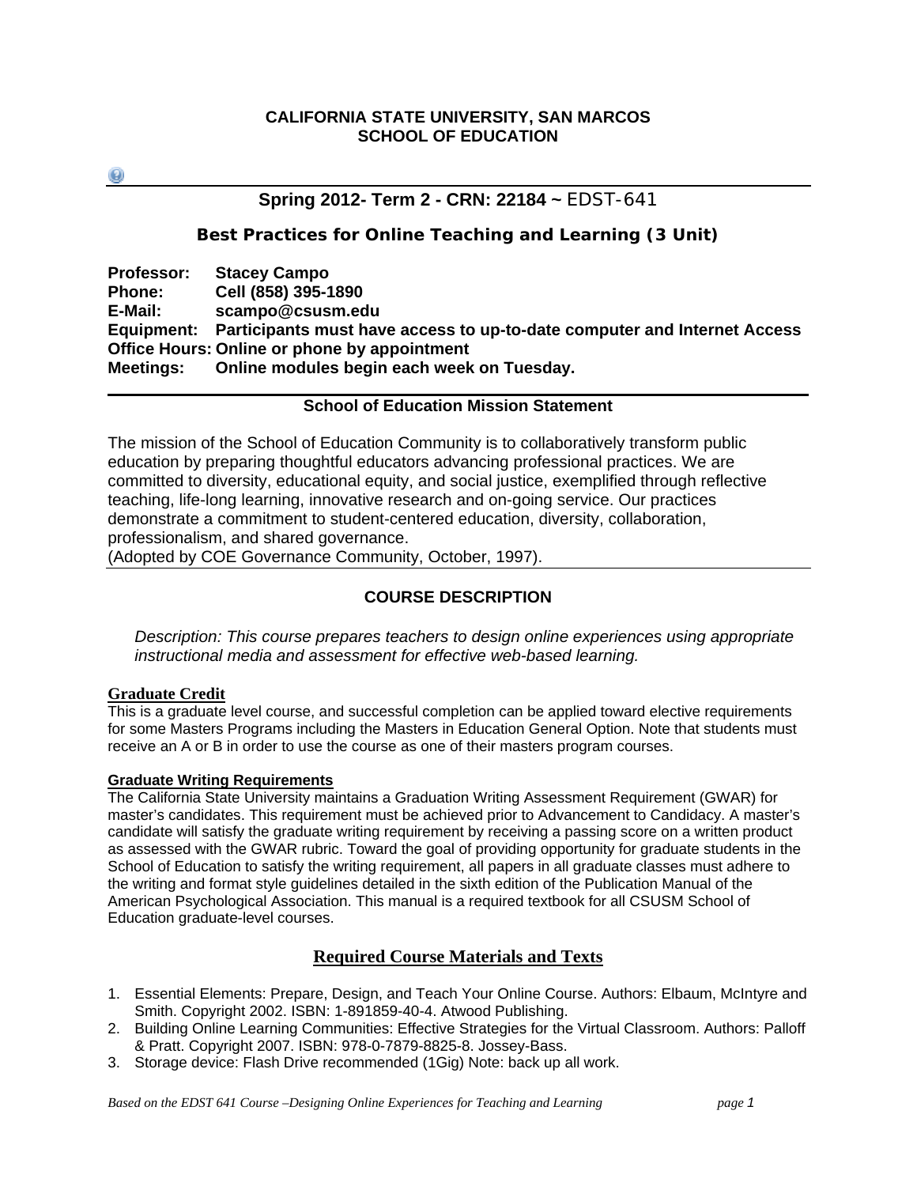**CALIFORNIA STATE UNIVERSITY, SAN MARCOS**
**SCHOOL OF EDUCATION**

## Spring 2012- Term 2 - CRN: 22184 ~ EDST-641

### Best Practices for Online Teaching and Learning (3 Unit)

**Professor:** Stacey Campo
**Phone:** Cell (858) 395-1890
**E-Mail:** scampo@csusm.edu
**Equipment:** Participants must have access to up-to-date computer and Internet Access
**Office Hours:** Online or phone by appointment
**Meetings:** Online modules begin each week on Tuesday.

---

**School of Education Mission Statement**

The mission of the School of Education Community is to collaboratively transform public education by preparing thoughtful educators advancing professional practices. We are committed to diversity, educational equity, and social justice, exemplified through reflective teaching, life-long learning, innovative research and on-going service. Our practices demonstrate a commitment to student-centered education, diversity, collaboration, professionalism, and shared governance.
(Adopted by COE Governance Community, October, 1997).

## COURSE DESCRIPTION

*Description: This course prepares teachers to design online experiences using appropriate instructional media and assessment for effective web-based learning.*

**Graduate Credit**

This is a graduate level course, and successful completion can be applied toward elective requirements for some Masters Programs including the Masters in Education General Option. Note that students must receive an A or B in order to use the course as one of their masters program courses.

**Graduate Writing Requirements**

The California State University maintains a Graduation Writing Assessment Requirement (GWAR) for master's candidates. This requirement must be achieved prior to Advancement to Candidacy. A master's candidate will satisfy the graduate writing requirement by receiving a passing score on a written product as assessed with the GWAR rubric. Toward the goal of providing opportunity for graduate students in the School of Education to satisfy the writing requirement, all papers in all graduate classes must adhere to the writing and format style guidelines detailed in the sixth edition of the Publication Manual of the American Psychological Association. This manual is a required textbook for all CSUSM School of Education graduate-level courses.

## Required Course Materials and Texts

1. Essential Elements: Prepare, Design, and Teach Your Online Course. Authors: Elbaum, McIntyre and Smith. Copyright 2002. ISBN: 1-891859-40-4. Atwood Publishing.
2. Building Online Learning Communities: Effective Strategies for the Virtual Classroom. Authors: Palloff & Pratt. Copyright 2007. ISBN: 978-0-7879-8825-8. Jossey-Bass.
3. Storage device: Flash Drive recommended (1Gig) Note: back up all work.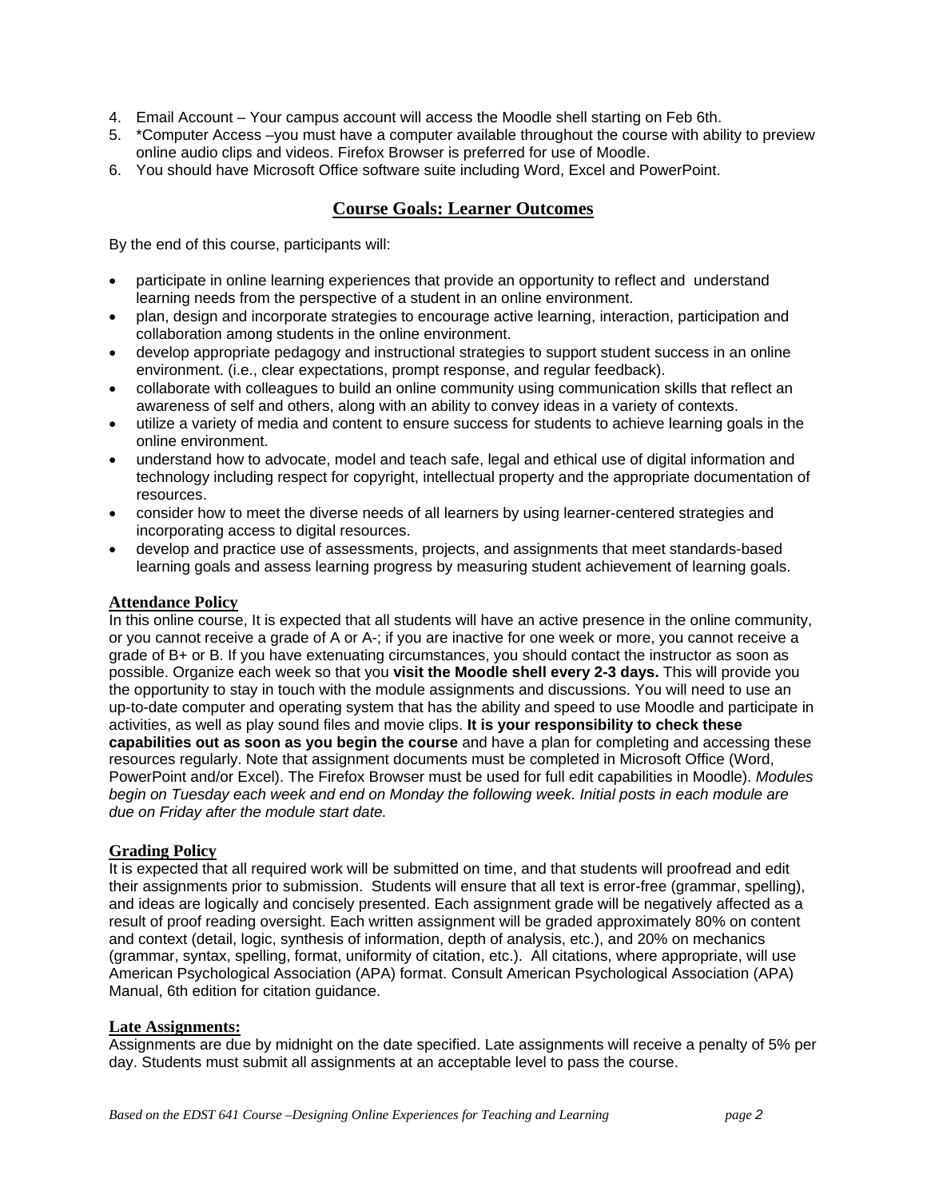4. Email Account – Your campus account will access the Moodle shell starting on Feb 6th.
5. *Computer Access –you must have a computer available throughout the course with ability to preview online audio clips and videos. Firefox Browser is preferred for use of Moodle.
6. You should have Microsoft Office software suite including Word, Excel and PowerPoint.

## Course Goals: Learner Outcomes

By the end of this course, participants will:

- participate in online learning experiences that provide an opportunity to reflect and understand learning needs from the perspective of a student in an online environment.
- plan, design and incorporate strategies to encourage active learning, interaction, participation and collaboration among students in the online environment.
- develop appropriate pedagogy and instructional strategies to support student success in an online environment. (i.e., clear expectations, prompt response, and regular feedback).
- collaborate with colleagues to build an online community using communication skills that reflect an awareness of self and others, along with an ability to convey ideas in a variety of contexts.
- utilize a variety of media and content to ensure success for students to achieve learning goals in the online environment.
- understand how to advocate, model and teach safe, legal and ethical use of digital information and technology including respect for copyright, intellectual property and the appropriate documentation of resources.
- consider how to meet the diverse needs of all learners by using learner-centered strategies and incorporating access to digital resources.
- develop and practice use of assessments, projects, and assignments that meet standards-based learning goals and assess learning progress by measuring student achievement of learning goals.

### Attendance Policy

In this online course, It is expected that all students will have an active presence in the online community, or you cannot receive a grade of A or A-; if you are inactive for one week or more, you cannot receive a grade of B+ or B. If you have extenuating circumstances, you should contact the instructor as soon as possible. Organize each week so that you **visit the Moodle shell every 2-3 days.** This will provide you the opportunity to stay in touch with the module assignments and discussions. You will need to use an up-to-date computer and operating system that has the ability and speed to use Moodle and participate in activities, as well as play sound files and movie clips. **It is your responsibility to check these capabilities out as soon as you begin the course** and have a plan for completing and accessing these resources regularly. Note that assignment documents must be completed in Microsoft Office (Word, PowerPoint and/or Excel). The Firefox Browser must be used for full edit capabilities in Moodle). *Modules begin on Tuesday each week and end on Monday the following week. Initial posts in each module are due on Friday after the module start date.*

### Grading Policy

It is expected that all required work will be submitted on time, and that students will proofread and edit their assignments prior to submission. Students will ensure that all text is error-free (grammar, spelling), and ideas are logically and concisely presented. Each assignment grade will be negatively affected as a result of proof reading oversight. Each written assignment will be graded approximately 80% on content and context (detail, logic, synthesis of information, depth of analysis, etc.), and 20% on mechanics (grammar, syntax, spelling, format, uniformity of citation, etc.). All citations, where appropriate, will use American Psychological Association (APA) format. Consult American Psychological Association (APA) Manual, 6th edition for citation guidance.

### Late Assignments:

Assignments are due by midnight on the date specified. Late assignments will receive a penalty of 5% per day. Students must submit all assignments at an acceptable level to pass the course.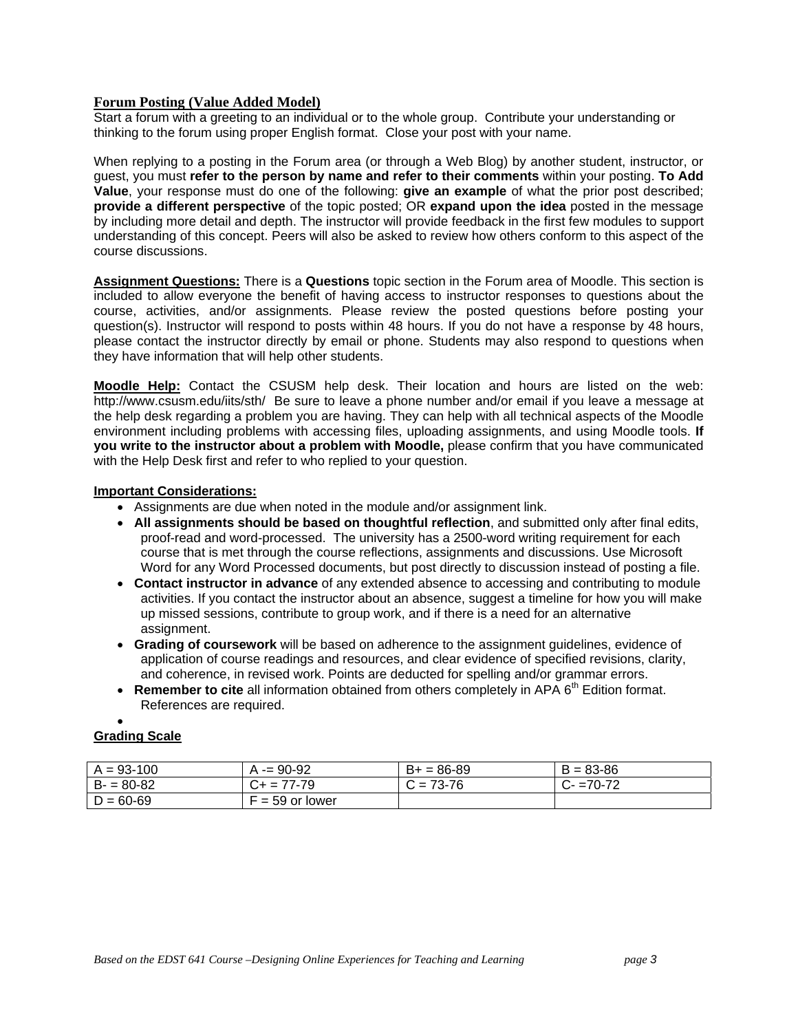## Forum Posting (Value Added Model)

Start a forum with a greeting to an individual or to the whole group. Contribute your understanding or thinking to the forum using proper English format. Close your post with your name.

When replying to a posting in the Forum area (or through a Web Blog) by another student, instructor, or guest, you must **refer to the person by name and refer to their comments** within your posting. **To Add Value**, your response must do one of the following: **give an example** of what the prior post described; **provide a different perspective** of the topic posted; OR **expand upon the idea** posted in the message by including more detail and depth. The instructor will provide feedback in the first few modules to support understanding of this concept. Peers will also be asked to review how others conform to this aspect of the course discussions.

**Assignment Questions:** There is a **Questions** topic section in the Forum area of Moodle. This section is included to allow everyone the benefit of having access to instructor responses to questions about the course, activities, and/or assignments. Please review the posted questions before posting your question(s). Instructor will respond to posts within 48 hours. If you do not have a response by 48 hours, please contact the instructor directly by email or phone. Students may also respond to questions when they have information that will help other students.

**Moodle Help:** Contact the CSUSM help desk. Their location and hours are listed on the web: http://www.csusm.edu/iits/sth/ Be sure to leave a phone number and/or email if you leave a message at the help desk regarding a problem you are having. They can help with all technical aspects of the Moodle environment including problems with accessing files, uploading assignments, and using Moodle tools. **If you write to the instructor about a problem with Moodle,** please confirm that you have communicated with the Help Desk first and refer to who replied to your question.

**Important Considerations:**

- Assignments are due when noted in the module and/or assignment link.
- **All assignments should be based on thoughtful reflection**, and submitted only after final edits, proof-read and word-processed. The university has a 2500-word writing requirement for each course that is met through the course reflections, assignments and discussions. Use Microsoft Word for any Word Processed documents, but post directly to discussion instead of posting a file.
- **Contact instructor in advance** of any extended absence to accessing and contributing to module activities. If you contact the instructor about an absence, suggest a timeline for how you will make up missed sessions, contribute to group work, and if there is a need for an alternative assignment.
- **Grading of coursework** will be based on adherence to the assignment guidelines, evidence of application of course readings and resources, and clear evidence of specified revisions, clarity, and coherence, in revised work. Points are deducted for spelling and/or grammar errors.
- **Remember to cite** all information obtained from others completely in APA 6th Edition format. References are required.

**Grading Scale**

| A = 93-100 | A -= 90-92 | B+ = 86-89 | B = 83-86 |
|---|---|---|---|
| B- = 80-82 | C+ = 77-79 | C = 73-76 | C- =70-72 |
| D = 60-69 | F = 59 or lower | | |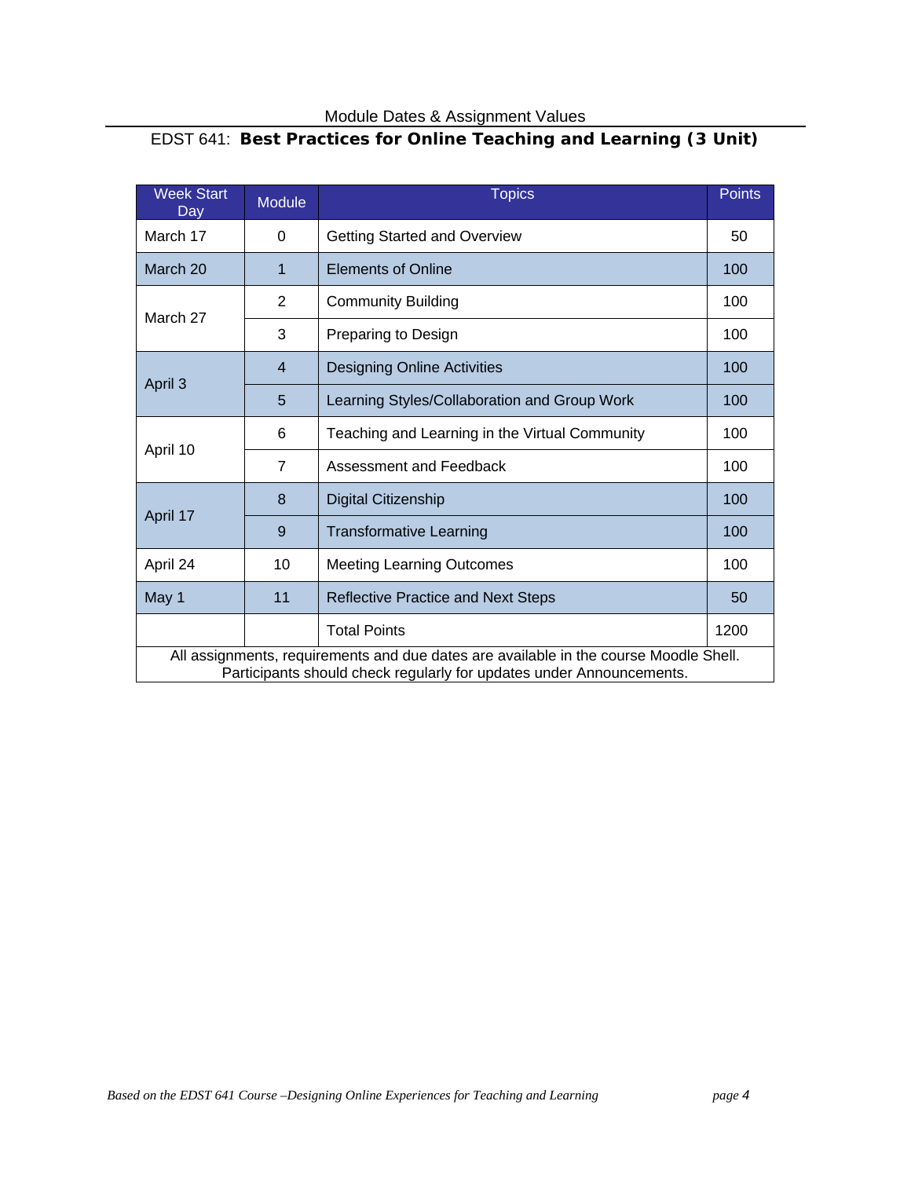Module Dates & Assignment Values

EDST 641: **Best Practices for Online Teaching and Learning (3 Unit)**

| Week Start Day | Module | Topics | Points |
|---|---|---|---|
| March 17 | 0 | Getting Started and Overview | 50 |
| March 20 | 1 | Elements of Online | 100 |
| March 27 | 2 | Community Building | 100 |
| | 3 | Preparing to Design | 100 |
| April 3 | 4 | Designing Online Activities | 100 |
| | 5 | Learning Styles/Collaboration and Group Work | 100 |
| April 10 | 6 | Teaching and Learning in the Virtual Community | 100 |
| | 7 | Assessment and Feedback | 100 |
| April 17 | 8 | Digital Citizenship | 100 |
| | 9 | Transformative Learning | 100 |
| April 24 | 10 | Meeting Learning Outcomes | 100 |
| May 1 | 11 | Reflective Practice and Next Steps | 50 |
| | | Total Points | 1200 |

All assignments, requirements and due dates are available in the course Moodle Shell. Participants should check regularly for updates under Announcements.